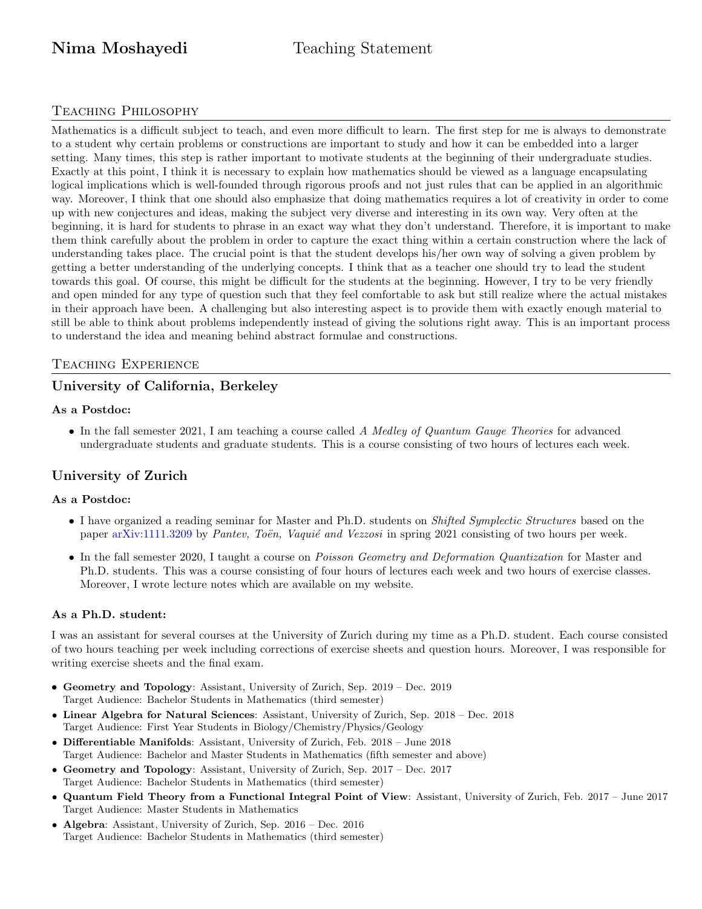# Nima Moshayedi — Teaching Statement

## Teaching Philosophy

Mathematics is a difficult subject to teach, and even more difficult to learn. The first step for me is always to demonstrate to a student why certain problems or constructions are important to study and how it can be embedded into a larger setting. Many times, this step is rather important to motivate students at the beginning of their undergraduate studies. Exactly at this point, I think it is necessary to explain how mathematics should be viewed as a language encapsulating logical implications which is well-founded through rigorous proofs and not just rules that can be applied in an algorithmic way. Moreover, I think that one should also emphasize that doing mathematics requires a lot of creativity in order to come up with new conjectures and ideas, making the subject very diverse and interesting in its own way. Very often at the beginning, it is hard for students to phrase in an exact way what they don't understand. Therefore, it is important to make them think carefully about the problem in order to capture the exact thing within a certain construction where the lack of understanding takes place. The crucial point is that the student develops his/her own way of solving a given problem by getting a better understanding of the underlying concepts. I think that as a teacher one should try to lead the student towards this goal. Of course, this might be difficult for the students at the beginning. However, I try to be very friendly and open minded for any type of question such that they feel comfortable to ask but still realize where the actual mistakes in their approach have been. A challenging but also interesting aspect is to provide them with exactly enough material to still be able to think about problems independently instead of giving the solutions right away. This is an important process to understand the idea and meaning behind abstract formulae and constructions.

## Teaching Experience

### University of California, Berkeley

**As a Postdoc:**

- In the fall semester 2021, I am teaching a course called *A Medley of Quantum Gauge Theories* for advanced undergraduate students and graduate students. This is a course consisting of two hours of lectures each week.

### University of Zurich

**As a Postdoc:**

- I have organized a reading seminar for Master and Ph.D. students on *Shifted Symplectic Structures* based on the paper arXiv:1111.3209 by *Pantev, Toën, Vaquié and Vezzosi* in spring 2021 consisting of two hours per week.
- In the fall semester 2020, I taught a course on *Poisson Geometry and Deformation Quantization* for Master and Ph.D. students. This was a course consisting of four hours of lectures each week and two hours of exercise classes. Moreover, I wrote lecture notes which are available on my website.

**As a Ph.D. student:**

I was an assistant for several courses at the University of Zurich during my time as a Ph.D. student. Each course consisted of two hours teaching per week including corrections of exercise sheets and question hours. Moreover, I was responsible for writing exercise sheets and the final exam.

- **Geometry and Topology**: Assistant, University of Zurich, Sep. 2019 – Dec. 2019
  Target Audience: Bachelor Students in Mathematics (third semester)
- **Linear Algebra for Natural Sciences**: Assistant, University of Zurich, Sep. 2018 – Dec. 2018
  Target Audience: First Year Students in Biology/Chemistry/Physics/Geology
- **Differentiable Manifolds**: Assistant, University of Zurich, Feb. 2018 – June 2018
  Target Audience: Bachelor and Master Students in Mathematics (fifth semester and above)
- **Geometry and Topology**: Assistant, University of Zurich, Sep. 2017 – Dec. 2017
  Target Audience: Bachelor Students in Mathematics (third semester)
- **Quantum Field Theory from a Functional Integral Point of View**: Assistant, University of Zurich, Feb. 2017 – June 2017
  Target Audience: Master Students in Mathematics
- **Algebra**: Assistant, University of Zurich, Sep. 2016 – Dec. 2016
  Target Audience: Bachelor Students in Mathematics (third semester)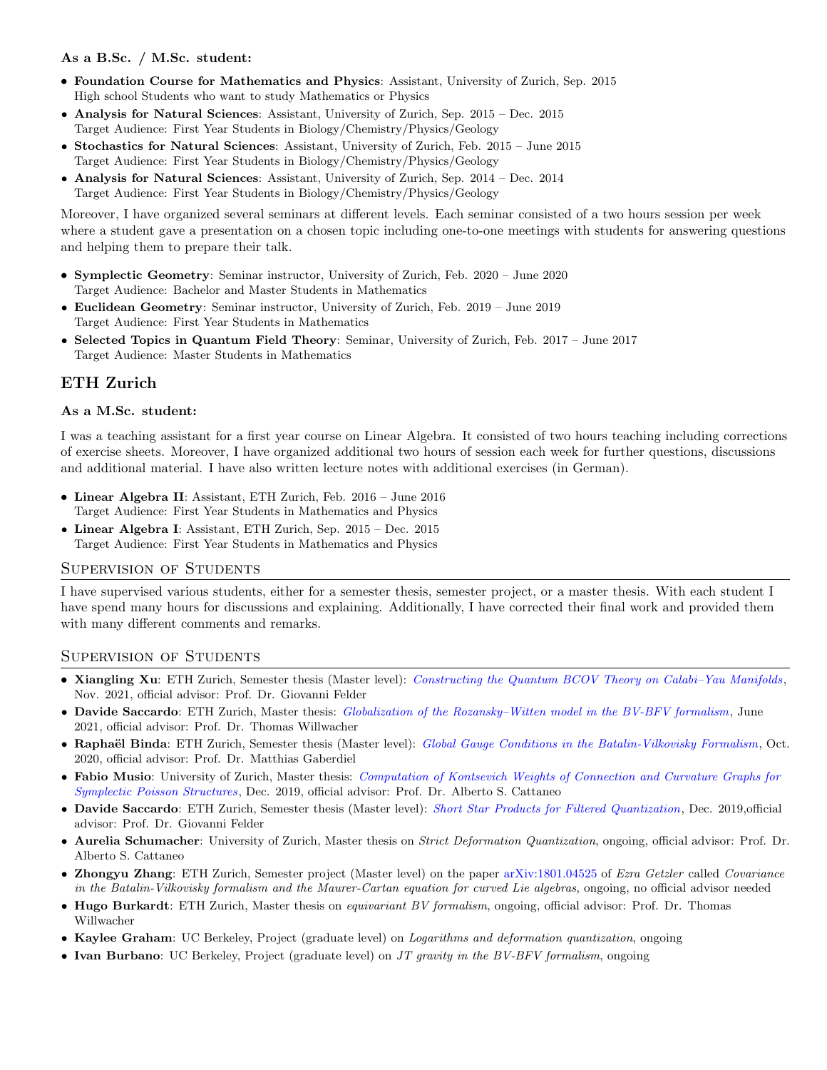### As a B.Sc. / M.Sc. student:

- **Foundation Course for Mathematics and Physics**: Assistant, University of Zurich, Sep. 2015
  High school Students who want to study Mathematics or Physics
- **Analysis for Natural Sciences**: Assistant, University of Zurich, Sep. 2015 – Dec. 2015
  Target Audience: First Year Students in Biology/Chemistry/Physics/Geology
- **Stochastics for Natural Sciences**: Assistant, University of Zurich, Feb. 2015 – June 2015
  Target Audience: First Year Students in Biology/Chemistry/Physics/Geology
- **Analysis for Natural Sciences**: Assistant, University of Zurich, Sep. 2014 – Dec. 2014
  Target Audience: First Year Students in Biology/Chemistry/Physics/Geology

Moreover, I have organized several seminars at different levels. Each seminar consisted of a two hours session per week where a student gave a presentation on a chosen topic including one-to-one meetings with students for answering questions and helping them to prepare their talk.

- **Symplectic Geometry**: Seminar instructor, University of Zurich, Feb. 2020 – June 2020
  Target Audience: Bachelor and Master Students in Mathematics
- **Euclidean Geometry**: Seminar instructor, University of Zurich, Feb. 2019 – June 2019
  Target Audience: First Year Students in Mathematics
- **Selected Topics in Quantum Field Theory**: Seminar, University of Zurich, Feb. 2017 – June 2017
  Target Audience: Master Students in Mathematics

## ETH Zurich

### As a M.Sc. student:

I was a teaching assistant for a first year course on Linear Algebra. It consisted of two hours teaching including corrections of exercise sheets. Moreover, I have organized additional two hours of session each week for further questions, discussions and additional material. I have also written lecture notes with additional exercises (in German).

- **Linear Algebra II**: Assistant, ETH Zurich, Feb. 2016 – June 2016
  Target Audience: First Year Students in Mathematics and Physics
- **Linear Algebra I**: Assistant, ETH Zurich, Sep. 2015 – Dec. 2015
  Target Audience: First Year Students in Mathematics and Physics

## Supervision of Students

I have supervised various students, either for a semester thesis, semester project, or a master thesis. With each student I have spend many hours for discussions and explaining. Additionally, I have corrected their final work and provided them with many different comments and remarks.

## Supervision of Students

- **Xiangling Xu**: ETH Zurich, Semester thesis (Master level): *Constructing the Quantum BCOV Theory on Calabi–Yau Manifolds*, Nov. 2021, official advisor: Prof. Dr. Giovanni Felder
- **Davide Saccardo**: ETH Zurich, Master thesis: *Globalization of the Rozansky–Witten model in the BV-BFV formalism*, June 2021, official advisor: Prof. Dr. Thomas Willwacher
- **Raphaël Binda**: ETH Zurich, Semester thesis (Master level): *Global Gauge Conditions in the Batalin-Vilkovisky Formalism*, Oct. 2020, official advisor: Prof. Dr. Matthias Gaberdiel
- **Fabio Musio**: University of Zurich, Master thesis: *Computation of Kontsevich Weights of Connection and Curvature Graphs for Symplectic Poisson Structures*, Dec. 2019, official advisor: Prof. Dr. Alberto S. Cattaneo
- **Davide Saccardo**: ETH Zurich, Semester thesis (Master level): *Short Star Products for Filtered Quantization*, Dec. 2019,official advisor: Prof. Dr. Giovanni Felder
- **Aurelia Schumacher**: University of Zurich, Master thesis on *Strict Deformation Quantization*, ongoing, official advisor: Prof. Dr. Alberto S. Cattaneo
- **Zhongyu Zhang**: ETH Zurich, Semester project (Master level) on the paper arXiv:1801.04525 of *Ezra Getzler* called *Covariance in the Batalin-Vilkovisky formalism and the Maurer-Cartan equation for curved Lie algebras*, ongoing, no official advisor needed
- **Hugo Burkardt**: ETH Zurich, Master thesis on *equivariant BV formalism*, ongoing, official advisor: Prof. Dr. Thomas Willwacher
- **Kaylee Graham**: UC Berkeley, Project (graduate level) on *Logarithms and deformation quantization*, ongoing
- **Ivan Burbano**: UC Berkeley, Project (graduate level) on *JT gravity in the BV-BFV formalism*, ongoing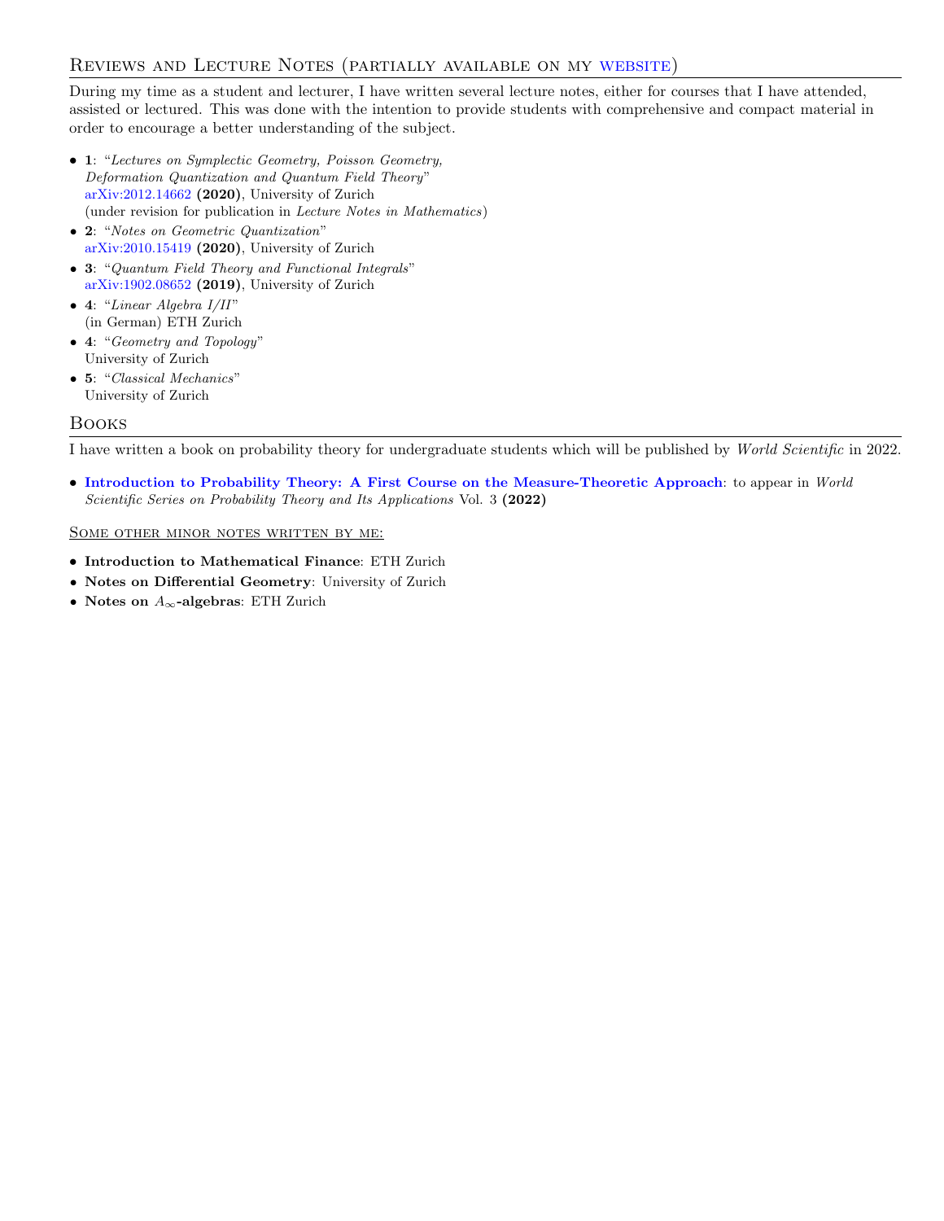## Reviews and Lecture Notes (partially available on my website)

During my time as a student and lecturer, I have written several lecture notes, either for courses that I have attended, assisted or lectured. This was done with the intention to provide students with comprehensive and compact material in order to encourage a better understanding of the subject.

- **1**: "*Lectures on Symplectic Geometry, Poisson Geometry, Deformation Quantization and Quantum Field Theory*"
  arXiv:2012.14662 **(2020)**, University of Zurich
  (under revision for publication in *Lecture Notes in Mathematics*)
- **2**: "*Notes on Geometric Quantization*"
  arXiv:2010.15419 **(2020)**, University of Zurich
- **3**: "*Quantum Field Theory and Functional Integrals*"
  arXiv:1902.08652 **(2019)**, University of Zurich
- **4**: "*Linear Algebra I/II*"
  (in German) ETH Zurich
- **4**: "*Geometry and Topology*"
  University of Zurich
- **5**: "*Classical Mechanics*"
  University of Zurich

## Books

I have written a book on probability theory for undergraduate students which will be published by *World Scientific* in 2022.

- **Introduction to Probability Theory: A First Course on the Measure-Theoretic Approach**: to appear in *World Scientific Series on Probability Theory and Its Applications* Vol. 3 **(2022)**

Some other minor notes written by me:

- **Introduction to Mathematical Finance**: ETH Zurich
- **Notes on Differential Geometry**: University of Zurich
- **Notes on $A_\infty$-algebras**: ETH Zurich